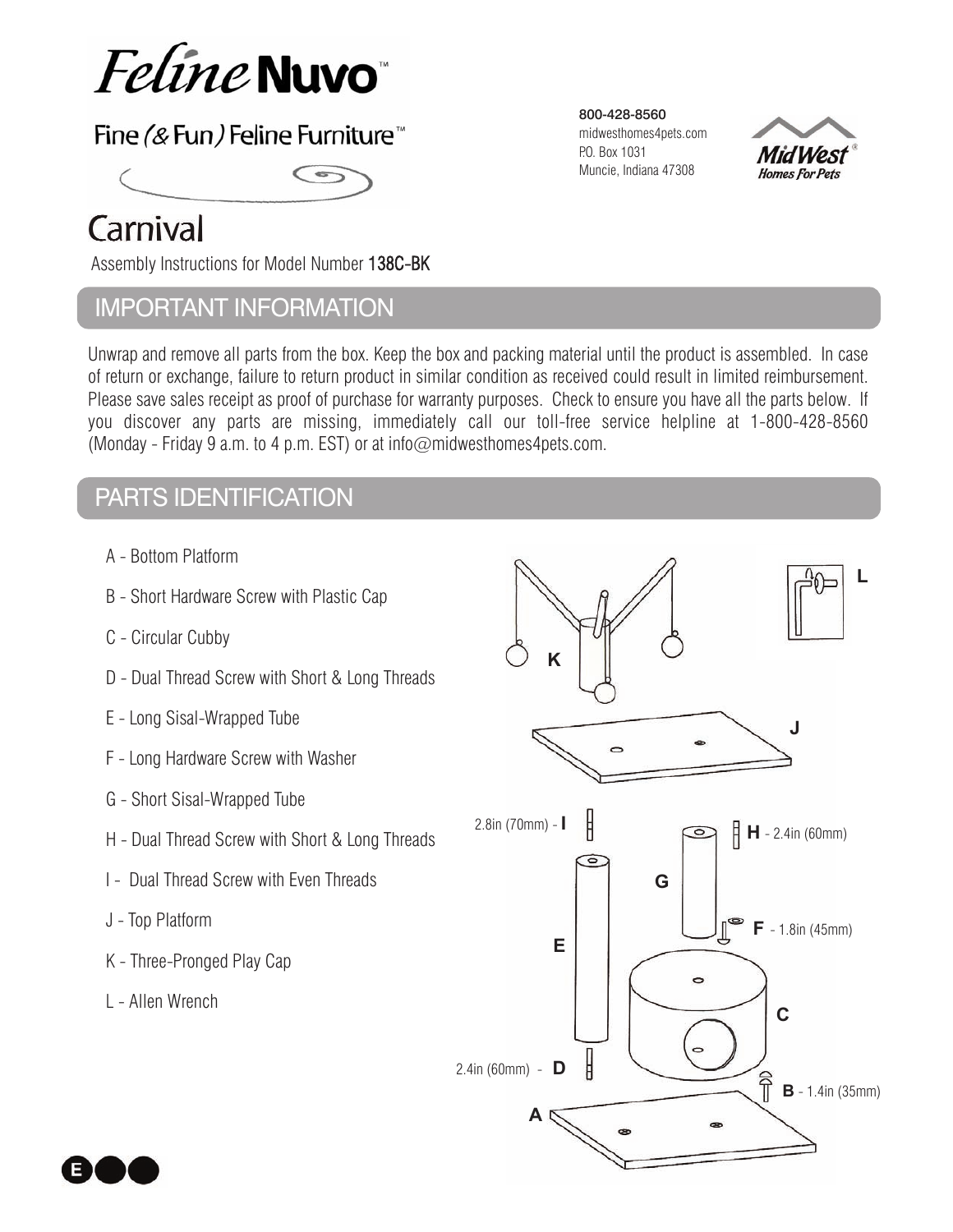# Feline Nuvo™

Fine (& Fun) Feline Furniture™

800-428-8560
midwesthomes4pets.com
P.O. Box 1031
Muncie, Indiana 47308

MidWest® Homes For Pets

## Carnival

Assembly Instructions for Model Number **138C-BK**

## IMPORTANT INFORMATION

Unwrap and remove all parts from the box. Keep the box and packing material until the product is assembled. In case of return or exchange, failure to return product in similar condition as received could result in limited reimbursement. Please save sales receipt as proof of purchase for warranty purposes. Check to ensure you have all the parts below. If you discover any parts are missing, immediately call our toll-free service helpline at 1-800-428-8560 (Monday - Friday 9 a.m. to 4 p.m. EST) or at info@midwesthomes4pets.com.

## PARTS IDENTIFICATION

- A - Bottom Platform
- B - Short Hardware Screw with Plastic Cap
- C - Circular Cubby
- D - Dual Thread Screw with Short & Long Threads
- E - Long Sisal-Wrapped Tube
- F - Long Hardware Screw with Washer
- G - Short Sisal-Wrapped Tube
- H - Dual Thread Screw with Short & Long Threads
- I - Dual Thread Screw with Even Threads
- J - Top Platform
- K - Three-Pronged Play Cap
- L - Allen Wrench

I - 2.8in (70mm)
H - 2.4in (60mm)
F - 1.8in (45mm)
D - 2.4in (60mm)
B - 1.4in (35mm)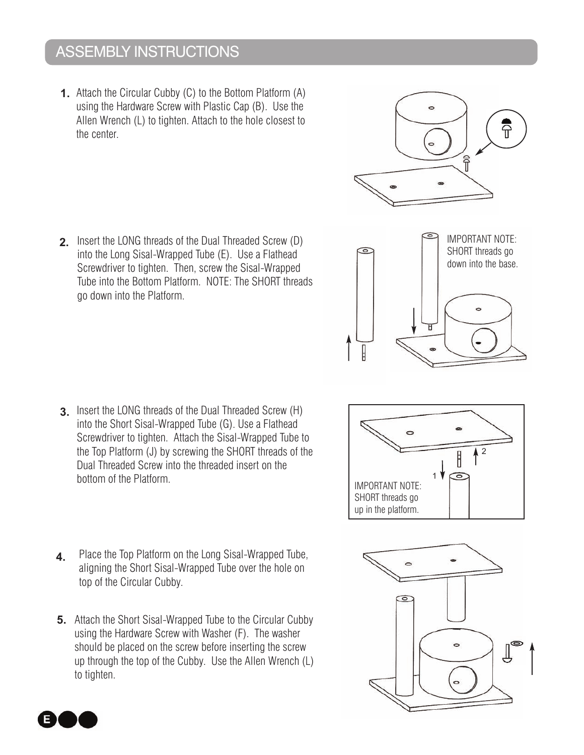## ASSEMBLY INSTRUCTIONS

1. Attach the Circular Cubby (C) to the Bottom Platform (A) using the Hardware Screw with Plastic Cap (B). Use the Allen Wrench (L) to tighten. Attach to the hole closest to the center.

2. Insert the LONG threads of the Dual Threaded Screw (D) into the Long Sisal-Wrapped Tube (E). Use a Flathead Screwdriver to tighten. Then, screw the Sisal-Wrapped Tube into the Bottom Platform. NOTE: The SHORT threads go down into the Platform.

IMPORTANT NOTE: SHORT threads go down into the base.

3. Insert the LONG threads of the Dual Threaded Screw (H) into the Short Sisal-Wrapped Tube (G). Use a Flathead Screwdriver to tighten. Attach the Sisal-Wrapped Tube to the Top Platform (J) by screwing the SHORT threads of the Dual Threaded Screw into the threaded insert on the bottom of the Platform.

IMPORTANT NOTE: SHORT threads go up in the platform.

4. Place the Top Platform on the Long Sisal-Wrapped Tube, aligning the Short Sisal-Wrapped Tube over the hole on top of the Circular Cubby.

5. Attach the Short Sisal-Wrapped Tube to the Circular Cubby using the Hardware Screw with Washer (F). The washer should be placed on the screw before inserting the screw up through the top of the Cubby. Use the Allen Wrench (L) to tighten.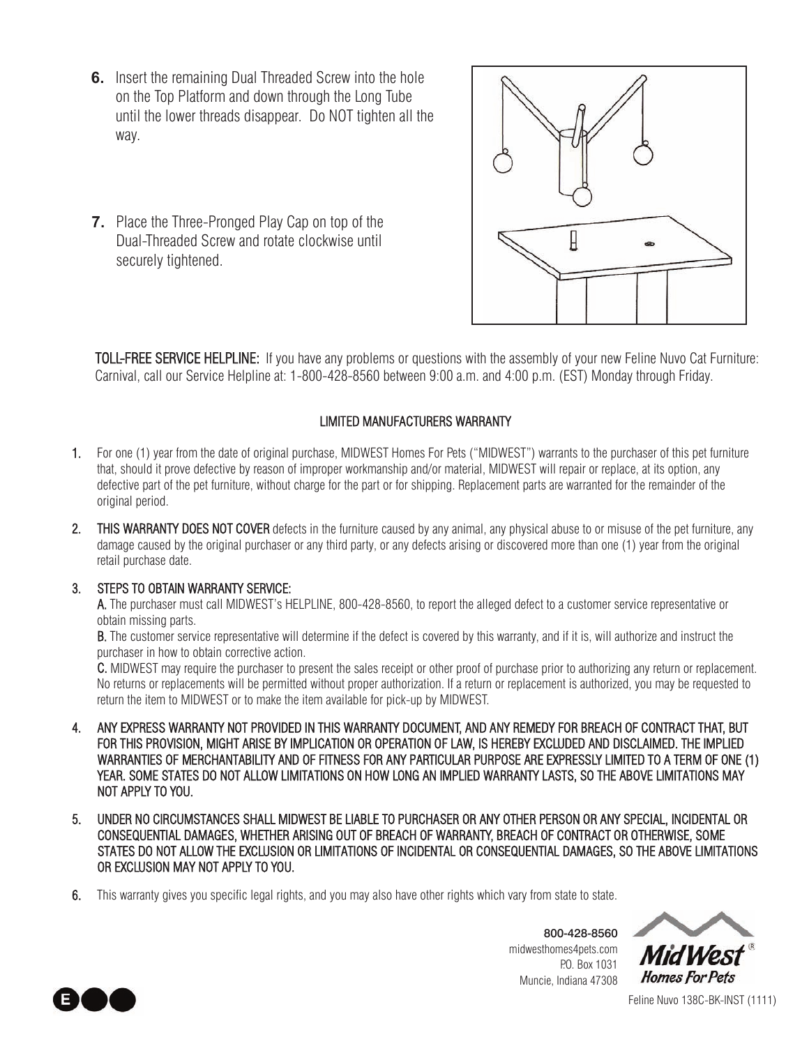6. Insert the remaining Dual Threaded Screw into the hole on the Top Platform and down through the Long Tube until the lower threads disappear. Do NOT tighten all the way.

7. Place the Three-Pronged Play Cap on top of the Dual-Threaded Screw and rotate clockwise until securely tightened.

**TOLL-FREE SERVICE HELPLINE:** If you have any problems or questions with the assembly of your new Feline Nuvo Cat Furniture: Carnival, call our Service Helpline at: 1-800-428-8560 between 9:00 a.m. and 4:00 p.m. (EST) Monday through Friday.

## LIMITED MANUFACTURERS WARRANTY

1. For one (1) year from the date of original purchase, MIDWEST Homes For Pets ("MIDWEST") warrants to the purchaser of this pet furniture that, should it prove defective by reason of improper workmanship and/or material, MIDWEST will repair or replace, at its option, any defective part of the pet furniture, without charge for the part or for shipping. Replacement parts are warranted for the remainder of the original period.

2. **THIS WARRANTY DOES NOT COVER** defects in the furniture caused by any animal, any physical abuse to or misuse of the pet furniture, any damage caused by the original purchaser or any third party, or any defects arising or discovered more than one (1) year from the original retail purchase date.

3. **STEPS TO OBTAIN WARRANTY SERVICE:**

   **A.** The purchaser must call MIDWEST's HELPLINE, 800-428-8560, to report the alleged defect to a customer service representative or obtain missing parts.

   **B.** The customer service representative will determine if the defect is covered by this warranty, and if it is, will authorize and instruct the purchaser in how to obtain corrective action.

   **C.** MIDWEST may require the purchaser to present the sales receipt or other proof of purchase prior to authorizing any return or replacement. No returns or replacements will be permitted without proper authorization. If a return or replacement is authorized, you may be requested to return the item to MIDWEST or to make the item available for pick-up by MIDWEST.

4. ANY EXPRESS WARRANTY NOT PROVIDED IN THIS WARRANTY DOCUMENT, AND ANY REMEDY FOR BREACH OF CONTRACT THAT, BUT FOR THIS PROVISION, MIGHT ARISE BY IMPLICATION OR OPERATION OF LAW, IS HEREBY EXCLUDED AND DISCLAIMED. THE IMPLIED WARRANTIES OF MERCHANTABILITY AND OF FITNESS FOR ANY PARTICULAR PURPOSE ARE EXPRESSLY LIMITED TO A TERM OF ONE (1) YEAR. SOME STATES DO NOT ALLOW LIMITATIONS ON HOW LONG AN IMPLIED WARRANTY LASTS, SO THE ABOVE LIMITATIONS MAY NOT APPLY TO YOU.

5. UNDER NO CIRCUMSTANCES SHALL MIDWEST BE LIABLE TO PURCHASER OR ANY OTHER PERSON OR ANY SPECIAL, INCIDENTAL OR CONSEQUENTIAL DAMAGES, WHETHER ARISING OUT OF BREACH OF WARRANTY, BREACH OF CONTRACT OR OTHERWISE, SOME STATES DO NOT ALLOW THE EXCLUSION OR LIMITATIONS OF INCIDENTAL OR CONSEQUENTIAL DAMAGES, SO THE ABOVE LIMITATIONS OR EXCLUSION MAY NOT APPLY TO YOU.

6. This warranty gives you specific legal rights, and you may also have other rights which vary from state to state.

**800-428-8560**
midwesthomes4pets.com
P.O. Box 1031
Muncie, Indiana 47308

MidWest® Homes For Pets

Feline Nuvo 138C-BK-INST (1111)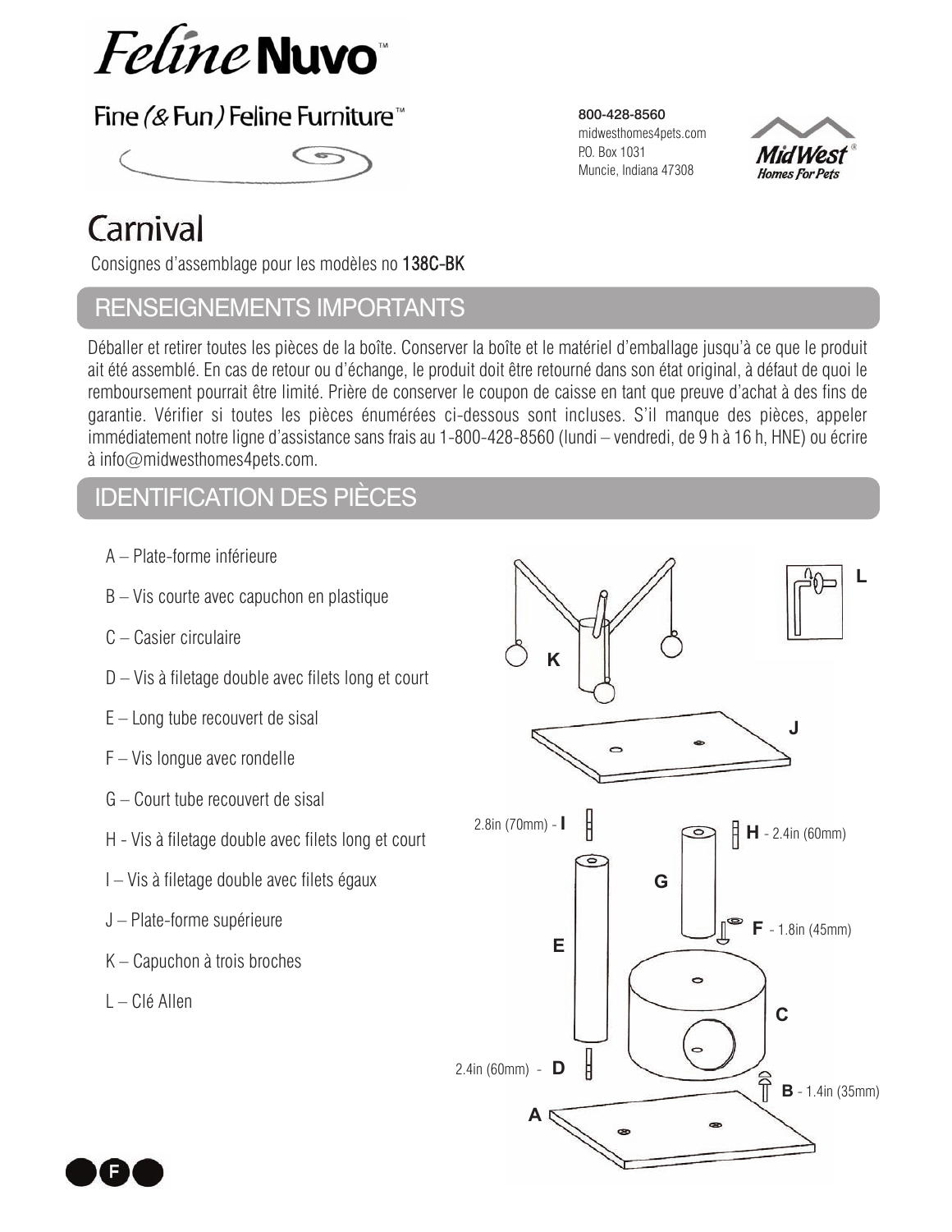# Feline Nuvo™

Fine (& Fun) Feline Furniture™

**800-428-8560**
midwesthomes4pets.com
P.O. Box 1031
Muncie, Indiana 47308

MidWest® Homes For Pets

# Carnival

Consignes d'assemblage pour les modèles no **138C-BK**

## RENSEIGNEMENTS IMPORTANTS

Déballer et retirer toutes les pièces de la boîte. Conserver la boîte et le matériel d'emballage jusqu'à ce que le produit ait été assemblé. En cas de retour ou d'échange, le produit doit être retourné dans son état original, à défaut de quoi le remboursement pourrait être limité. Prière de conserver le coupon de caisse en tant que preuve d'achat à des fins de garantie. Vérifier si toutes les pièces énumérées ci-dessous sont incluses. S'il manque des pièces, appeler immédiatement notre ligne d'assistance sans frais au 1-800-428-8560 (lundi – vendredi, de 9 h à 16 h, HNE) ou écrire à info@midwesthomes4pets.com.

## IDENTIFICATION DES PIÈCES

- A – Plate-forme inférieure
- B – Vis courte avec capuchon en plastique
- C – Casier circulaire
- D – Vis à filetage double avec filets long et court
- E – Long tube recouvert de sisal
- F – Vis longue avec rondelle
- G – Court tube recouvert de sisal
- H - Vis à filetage double avec filets long et court
- I – Vis à filetage double avec filets égaux
- J – Plate-forme supérieure
- K – Capuchon à trois broches
- L – Clé Allen

K

L

J

2.8in (70mm) - **I**

**H** - 2.4in (60mm)

G

**F** - 1.8in (45mm)

E

C

2.4in (60mm) - **D**

**B** - 1.4in (35mm)

A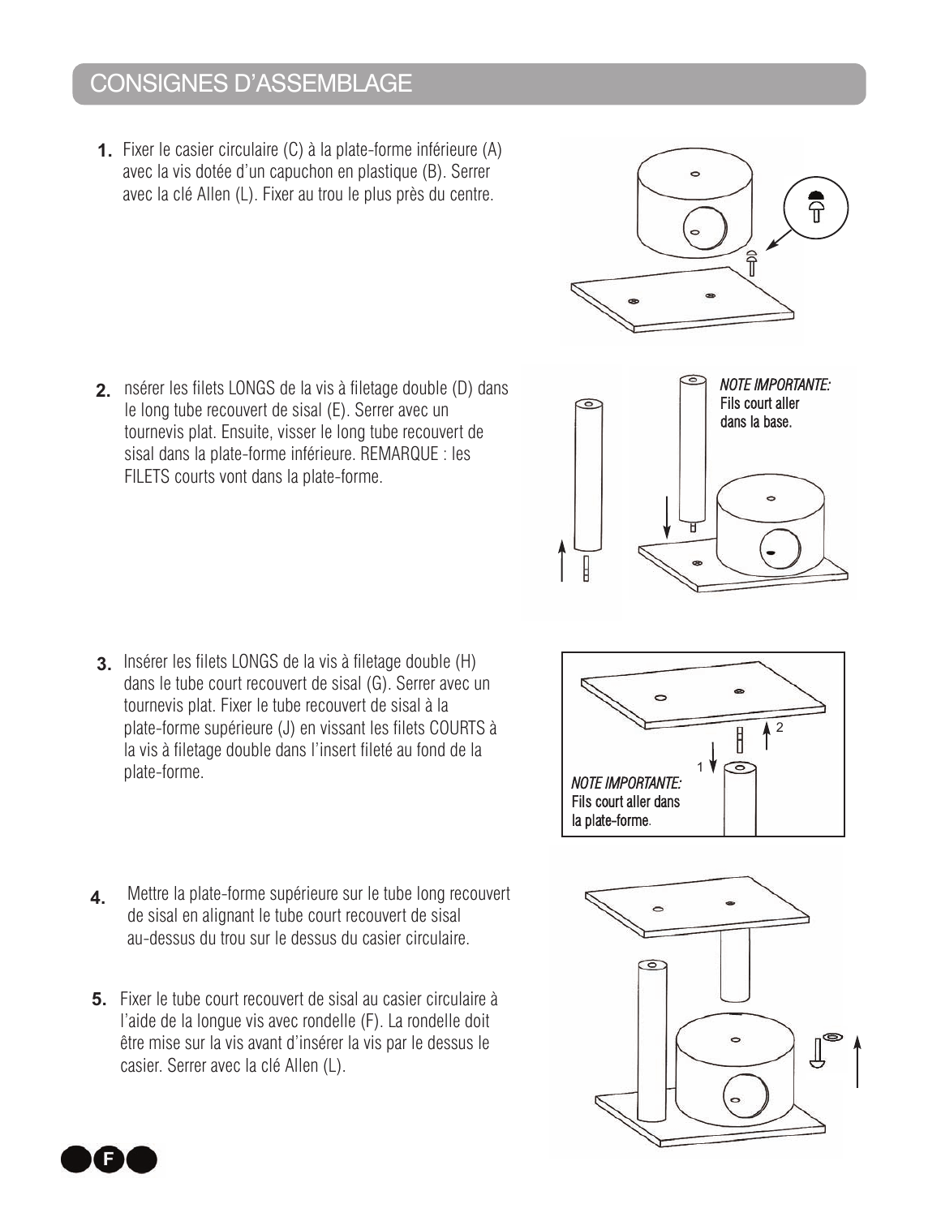# CONSIGNES D'ASSEMBLAGE

1. Fixer le casier circulaire (C) à la plate-forme inférieure (A) avec la vis dotée d'un capuchon en plastique (B). Serrer avec la clé Allen (L). Fixer au trou le plus près du centre.

2. nsérer les filets LONGS de la vis à filetage double (D) dans le long tube recouvert de sisal (E). Serrer avec un tournevis plat. Ensuite, visser le long tube recouvert de sisal dans la plate-forme inférieure. REMARQUE : les FILETS courts vont dans la plate-forme.

*NOTE IMPORTANTE:*
Fils court aller dans la base.

3. Insérer les filets LONGS de la vis à filetage double (H) dans le tube court recouvert de sisal (G). Serrer avec un tournevis plat. Fixer le tube recouvert de sisal à la plate-forme supérieure (J) en vissant les filets COURTS à la vis à filetage double dans l'insert fileté au fond de la plate-forme.

*NOTE IMPORTANTE:*
Fils court aller dans la plate-forme.

4. Mettre la plate-forme supérieure sur le tube long recouvert de sisal en alignant le tube court recouvert de sisal au-dessus du trou sur le dessus du casier circulaire.

5. Fixer le tube court recouvert de sisal au casier circulaire à l'aide de la longue vis avec rondelle (F). La rondelle doit être mise sur la vis avant d'insérer la vis par le dessus le casier. Serrer avec la clé Allen (L).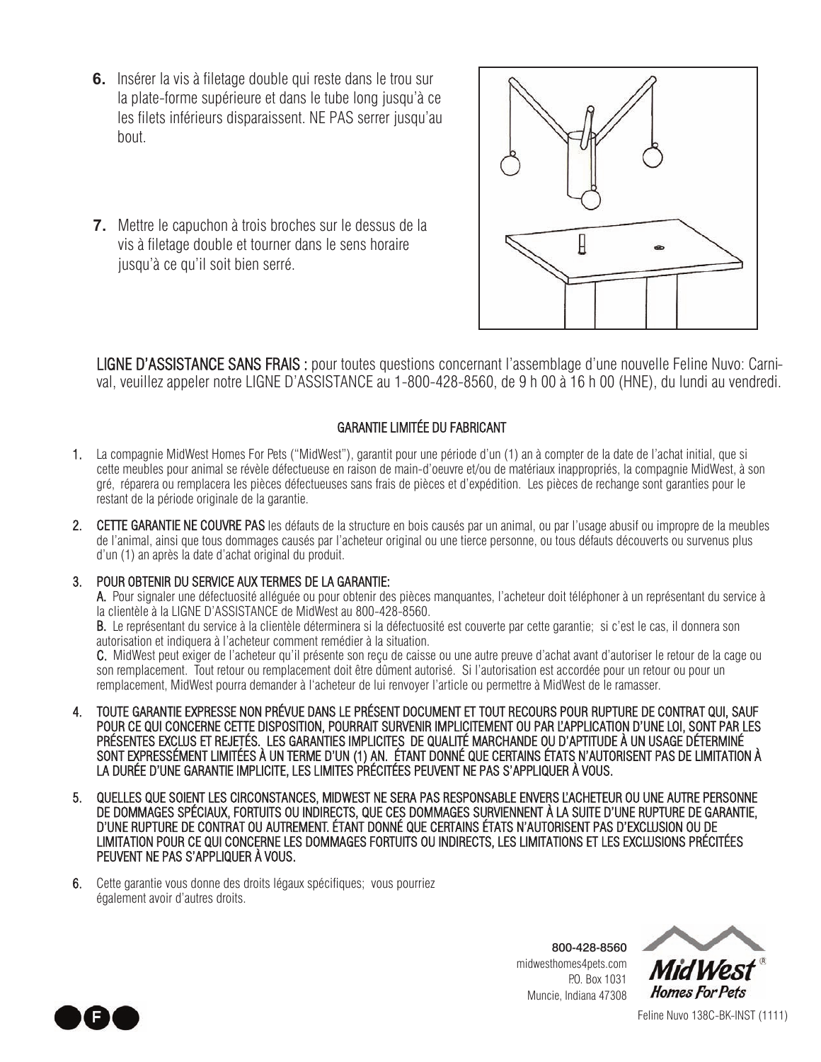6. Insérer la vis à filetage double qui reste dans le trou sur la plate-forme supérieure et dans le tube long jusqu'à ce les filets inférieurs disparaissent. NE PAS serrer jusqu'au bout.

7. Mettre le capuchon à trois broches sur le dessus de la vis à filetage double et tourner dans le sens horaire jusqu'à ce qu'il soit bien serré.

**LIGNE D'ASSISTANCE SANS FRAIS :** pour toutes questions concernant l'assemblage d'une nouvelle Feline Nuvo: Carnival, veuillez appeler notre LIGNE D'ASSISTANCE au 1-800-428-8560, de 9 h 00 à 16 h 00 (HNE), du lundi au vendredi.

## GARANTIE LIMITÉE DU FABRICANT

1. La compagnie MidWest Homes For Pets ("MidWest"), garantit pour une période d'un (1) an à compter de la date de l'achat initial, que si cette meubles pour animal se révèle défectueuse en raison de main-d'oeuvre et/ou de matériaux inappropriés, la compagnie MidWest, à son gré, réparera ou remplacera les pièces défectueuses sans frais de pièces et d'expédition. Les pièces de rechange sont garanties pour le restant de la période originale de la garantie.

2. **CETTE GARANTIE NE COUVRE PAS** les défauts de la structure en bois causés par un animal, ou par l'usage abusif ou impropre de la meubles de l'animal, ainsi que tous dommages causés par l'acheteur original ou une tierce personne, ou tous défauts découverts ou survenus plus d'un (1) an après la date d'achat original du produit.

3. **POUR OBTENIR DU SERVICE AUX TERMES DE LA GARANTIE:**
   **A.** Pour signaler une défectuosité alléguée ou pour obtenir des pièces manquantes, l'acheteur doit téléphoner à un représentant du service à la clientèle à la LIGNE D'ASSISTANCE de MidWest au 800-428-8560.
   **B.** Le représentant du service à la clientèle déterminera si la défectuosité est couverte par cette garantie; si c'est le cas, il donnera son autorisation et indiquera à l'acheteur comment remédier à la situation.
   **C.** MidWest peut exiger de l'acheteur qu'il présente son reçu de caisse ou une autre preuve d'achat avant d'autoriser le retour de la cage ou son remplacement. Tout retour ou remplacement doit être dûment autorisé. Si l'autorisation est accordée pour un retour ou pour un remplacement, MidWest pourra demander à l'acheteur de lui renvoyer l'article ou permettre à MidWest de le ramasser.

4. **TOUTE GARANTIE EXPRESSE NON PRÉVUE DANS LE PRÉSENT DOCUMENT ET TOUT RECOURS POUR RUPTURE DE CONTRAT QUI, SAUF POUR CE QUI CONCERNE CETTE DISPOSITION, POURRAIT SURVENIR IMPLICITEMENT OU PAR L'APPLICATION D'UNE LOI, SONT PAR LES PRÉSENTES EXCLUS ET REJETÉS. LES GARANTIES IMPLICITES DE QUALITÉ MARCHANDE OU D'APTITUDE À UN USAGE DÉTERMINÉ SONT EXPRESSÉMENT LIMITÉES À UN TERME D'UN (1) AN. ÉTANT DONNÉ QUE CERTAINS ÉTATS N'AUTORISENT PAS DE LIMITATION À LA DURÉE D'UNE GARANTIE IMPLICITE, LES LIMITES PRÉCITÉES PEUVENT NE PAS S'APPLIQUER À VOUS.**

5. **QUELLES QUE SOIENT LES CIRCONSTANCES, MIDWEST NE SERA PAS RESPONSABLE ENVERS L'ACHETEUR OU UNE AUTRE PERSONNE DE DOMMAGES SPÉCIAUX, FORTUITS OU INDIRECTS, QUE CES DOMMAGES SURVIENNENT À LA SUITE D'UNE RUPTURE DE GARANTIE, D'UNE RUPTURE DE CONTRAT OU AUTREMENT. ÉTANT DONNÉ QUE CERTAINS ÉTATS N'AUTORISENT PAS D'EXCLUSION OU DE LIMITATION POUR CE QUI CONCERNE LES DOMMAGES FORTUITS OU INDIRECTS, LES LIMITATIONS ET LES EXCLUSIONS PRÉCITÉES PEUVENT NE PAS S'APPLIQUER À VOUS.**

6. Cette garantie vous donne des droits légaux spécifiques; vous pourriez également avoir d'autres droits.

**800-428-8560**
midwesthomes4pets.com
P.O. Box 1031
Muncie, Indiana 47308

MidWest® Homes For Pets

Feline Nuvo 138C-BK-INST (1111)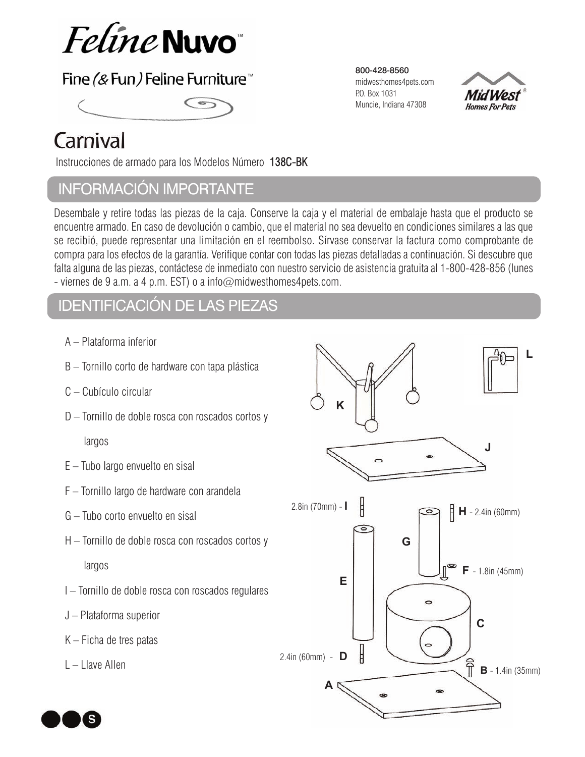# Feline Nuvo™

Fine (& Fun) Feline Furniture™

800-428-8560
midwesthomes4pets.com
P.O. Box 1031
Muncie, Indiana 47308

MidWest® Homes For Pets

# Carnival

Instrucciones de armado para los Modelos Número 138C-BK

## INFORMACIÓN IMPORTANTE

Desembale y retire todas las piezas de la caja. Conserve la caja y el material de embalaje hasta que el producto se encuentre armado. En caso de devolución o cambio, que el material no sea devuelto en condiciones similares a las que se recibió, puede representar una limitación en el reembolso. Sírvase conservar la factura como comprobante de compra para los efectos de la garantía. Verifique contar con todas las piezas detalladas a continuación. Si descubre que falta alguna de las piezas, contáctese de inmediato con nuestro servicio de asistencia gratuita al 1-800-428-856 (lunes - viernes de 9 a.m. a 4 p.m. EST) o a info@midwesthomes4pets.com.

## IDENTIFICACIÓN DE LAS PIEZAS

- A – Plataforma inferior
- B – Tornillo corto de hardware con tapa plástica
- C – Cubículo circular
- D – Tornillo de doble rosca con roscados cortos y largos
- E – Tubo largo envuelto en sisal
- F – Tornillo largo de hardware con arandela
- G – Tubo corto envuelto en sisal
- H – Tornillo de doble rosca con roscados cortos y largos
- I – Tornillo de doble rosca con roscados regulares
- J – Plataforma superior
- K – Ficha de tres patas
- L – Llave Allen

L

K

J

2.8in (70mm) - I

H - 2.4in (60mm)

G

F - 1.8in (45mm)

E

C

2.4in (60mm) - D

B - 1.4in (35mm)

A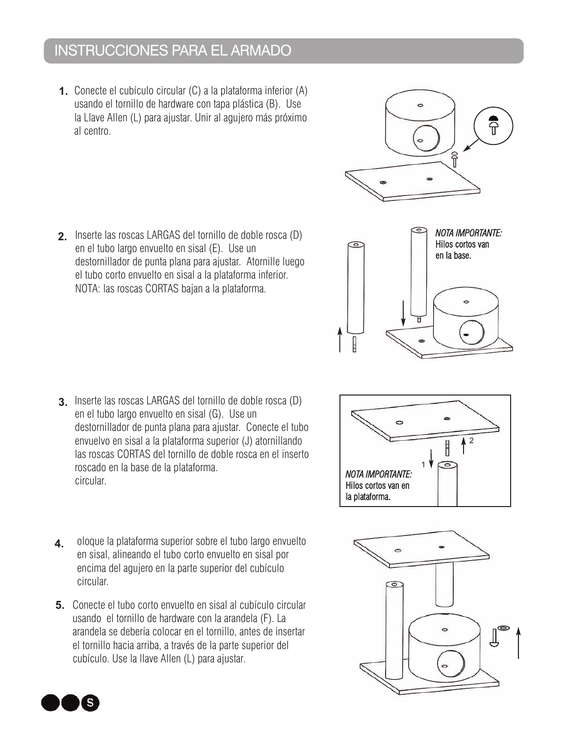# INSTRUCCIONES PARA EL ARMADO

1. Conecte el cubículo circular (C) a la plataforma inferior (A) usando el tornillo de hardware con tapa plástica (B). Use la Llave Allen (L) para ajustar. Unir al agujero más próximo al centro.

2. Inserte las roscas LARGAS del tornillo de doble rosca (D) en el tubo largo envuelto en sisal (E). Use un destornillador de punta plana para ajustar. Atornille luego el tubo corto envuelto en sisal a la plataforma inferior. NOTA: las roscas CORTAS bajan a la plataforma.

*NOTA IMPORTANTE:* Hilos cortos van en la base.

3. Inserte las roscas LARGAS del tornillo de doble rosca (D) en el tubo largo envuelto en sisal (G). Use un destornillador de punta plana para ajustar. Conecte el tubo envuelvo en sisal a la plataforma superior (J) atornillando las roscas CORTAS del tornillo de doble rosca en el inserto roscado en la base de la plataforma. circular.

*NOTA IMPORTANTE:* Hilos cortos van en la plataforma.

4. oloque la plataforma superior sobre el tubo largo envuelto en sisal, alineando el tubo corto envuelto en sisal por encima del agujero en la parte superior del cubículo circular.

5. Conecte el tubo corto envuelto en sisal al cubículo circular usando el tornillo de hardware con la arandela (F). La arandela se debería colocar en el tornillo, antes de insertar el tornillo hacia arriba, a través de la parte superior del cubículo. Use la llave Allen (L) para ajustar.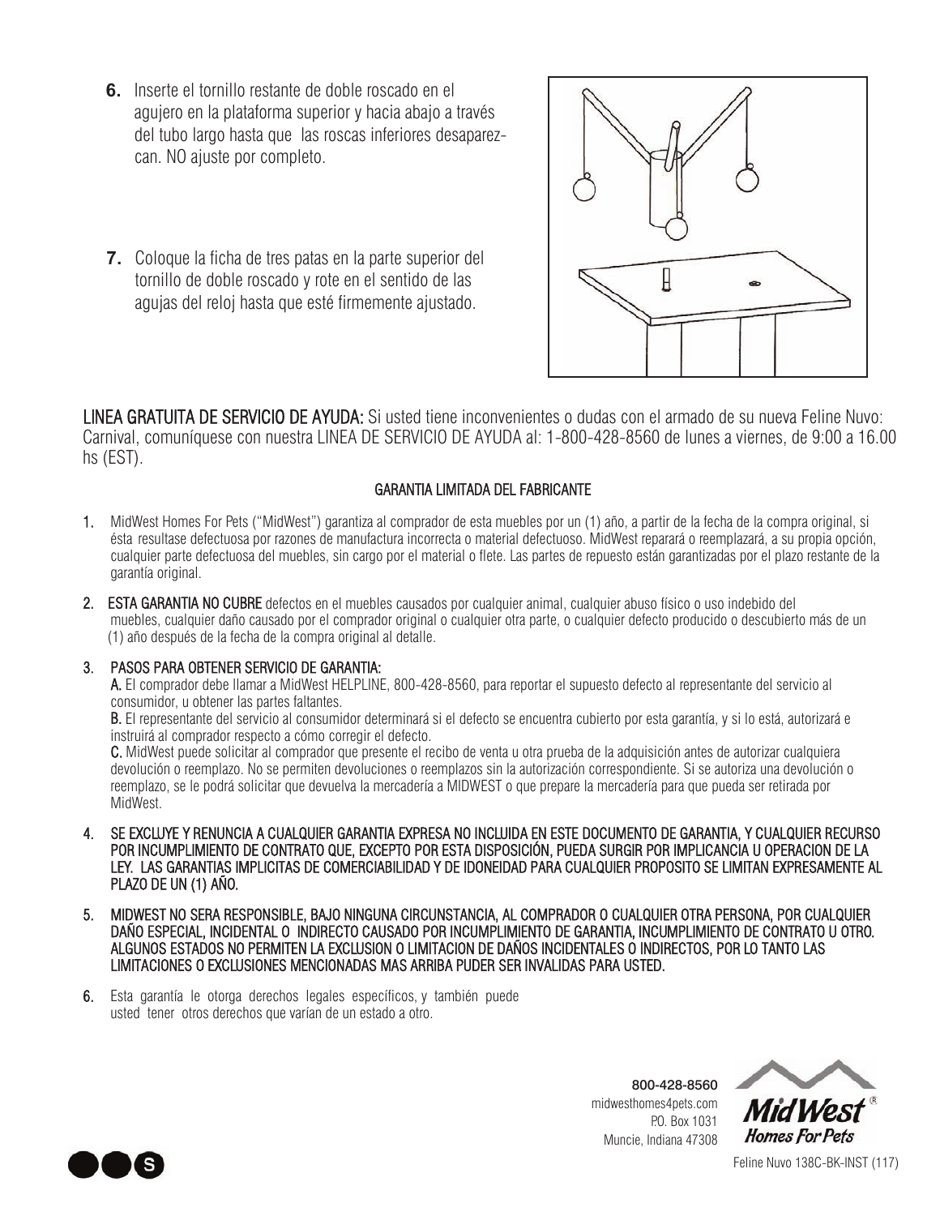6. Inserte el tornillo restante de doble roscado en el agujero en la plataforma superior y hacia abajo a través del tubo largo hasta que las roscas inferiores desaparezcan. NO ajuste por completo.

7. Coloque la ficha de tres patas en la parte superior del tornillo de doble roscado y rote en el sentido de las agujas del reloj hasta que esté firmemente ajustado.

**LINEA GRATUITA DE SERVICIO DE AYUDA:** Si usted tiene inconvenientes o dudas con el armado de su nueva Feline Nuvo: Carnival, comuníquese con nuestra LINEA DE SERVICIO DE AYUDA al: 1-800-428-8560 de lunes a viernes, de 9:00 a 16.00 hs (EST).

## GARANTIA LIMITADA DEL FABRICANTE

1. MidWest Homes For Pets ("MidWest") garantiza al comprador de esta muebles por un (1) año, a partir de la fecha de la compra original, si ésta resultase defectuosa por razones de manufactura incorrecta o material defectuoso. MidWest reparará o reemplazará, a su propia opción, cualquier parte defectuosa del muebles, sin cargo por el material o flete. Las partes de repuesto están garantizadas por el plazo restante de la garantía original.

2. **ESTA GARANTIA NO CUBRE** defectos en el muebles causados por cualquier animal, cualquier abuso físico o uso indebido del muebles, cualquier daño causado por el comprador original o cualquier otra parte, o cualquier defecto producido o descubierto más de un (1) año después de la fecha de la compra original al detalle.

3. **PASOS PARA OBTENER SERVICIO DE GARANTIA:**
   **A.** El comprador debe llamar a MidWest HELPLINE, 800-428-8560, para reportar el supuesto defecto al representante del servicio al consumidor, u obtener las partes faltantes.
   **B.** El representante del servicio al consumidor determinará si el defecto se encuentra cubierto por esta garantía, y si lo está, autorizará e instruirá al comprador respecto a cómo corregir el defecto.
   **C.** MidWest puede solicitar al comprador que presente el recibo de venta u otra prueba de la adquisición antes de autorizar cualquiera devolución o reemplazo. No se permiten devoluciones o reemplazos sin la autorización correspondiente. Si se autoriza una devolución o reemplazo, se le podrá solicitar que devuelva la mercadería a MIDWEST o que prepare la mercadería para que pueda ser retirada por MidWest.

4. **SE EXCLUYE Y RENUNCIA A CUALQUIER GARANTIA EXPRESA NO INCLUIDA EN ESTE DOCUMENTO DE GARANTIA, Y CUALQUIER RECURSO POR INCUMPLIMIENTO DE CONTRATO QUE, EXCEPTO POR ESTA DISPOSICIÓN, PUEDA SURGIR POR IMPLICANCIA U OPERACION DE LA LEY. LAS GARANTIAS IMPLICITAS DE COMERCIABILIDAD Y DE IDONEIDAD PARA CUALQUIER PROPOSITO SE LIMITAN EXPRESAMENTE AL PLAZO DE UN (1) AÑO.**

5. **MIDWEST NO SERA RESPONSIBLE, BAJO NINGUNA CIRCUNSTANCIA, AL COMPRADOR O CUALQUIER OTRA PERSONA, POR CUALQUIER DAÑO ESPECIAL, INCIDENTAL O INDIRECTO CAUSADO POR INCUMPLIMIENTO DE GARANTIA, INCUMPLIMIENTO DE CONTRATO U OTRO. ALGUNOS ESTADOS NO PERMITEN LA EXCLUSION O LIMITACION DE DAÑOS INCIDENTALES O INDIRECTOS, POR LO TANTO LAS LIMITACIONES O EXCLUSIONES MENCIONADAS MAS ARRIBA PUDER SER INVALIDAS PARA USTED.**

6. Esta garantía le otorga derechos legales específicos, y también puede usted tener otros derechos que varían de un estado a otro.

**800-428-8560**
midwesthomes4pets.com
P.O. Box 1031
Muncie, Indiana 47308

MidWest® Homes For Pets

Feline Nuvo 138C-BK-INST (117)